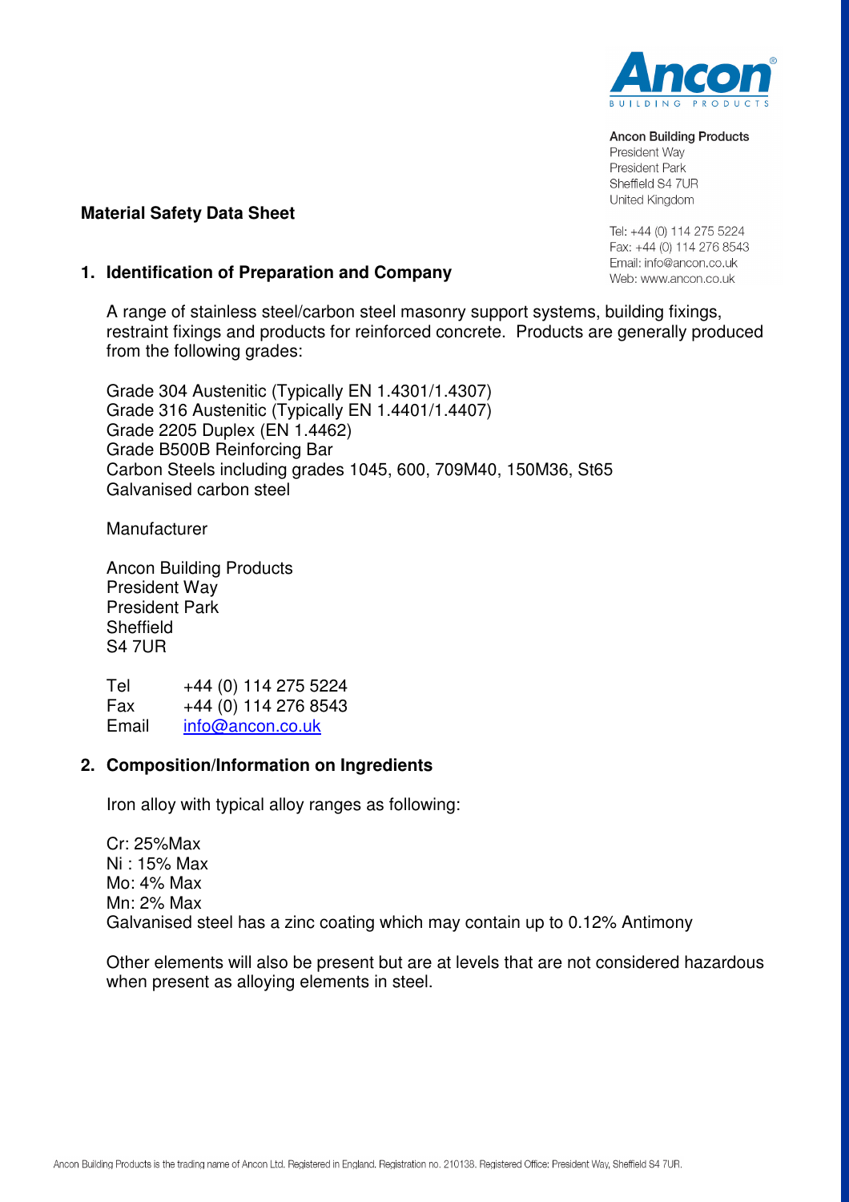Ancon Building Products
President Way
President Park
Sheffield S4 7UR
United Kingdom

Tel: +44 (0) 114 275 5224
Fax: +44 (0) 114 276 8543
Email: info@ancon.co.uk
Web: www.ancon.co.uk

**Material Safety Data Sheet**

## 1. Identification of Preparation and Company

A range of stainless steel/carbon steel masonry support systems, building fixings, restraint fixings and products for reinforced concrete. Products are generally produced from the following grades:

Grade 304 Austenitic (Typically EN 1.4301/1.4307)
Grade 316 Austenitic (Typically EN 1.4401/1.4407)
Grade 2205 Duplex (EN 1.4462)
Grade B500B Reinforcing Bar
Carbon Steels including grades 1045, 600, 709M40, 150M36, St65
Galvanised carbon steel

Manufacturer

Ancon Building Products
President Way
President Park
Sheffield
S4 7UR

| | |
|---|---|
| Tel | +44 (0) 114 275 5224 |
| Fax | +44 (0) 114 276 8543 |
| Email | info@ancon.co.uk |

## 2. Composition/Information on Ingredients

Iron alloy with typical alloy ranges as following:

Cr: 25%Max
Ni : 15% Max
Mo: 4% Max
Mn: 2% Max
Galvanised steel has a zinc coating which may contain up to 0.12% Antimony

Other elements will also be present but are at levels that are not considered hazardous when present as alloying elements in steel.

Ancon Building Products is the trading name of Ancon Ltd. Registered in England. Registration no. 210138. Registered Office: President Way, Sheffield S4 7UR.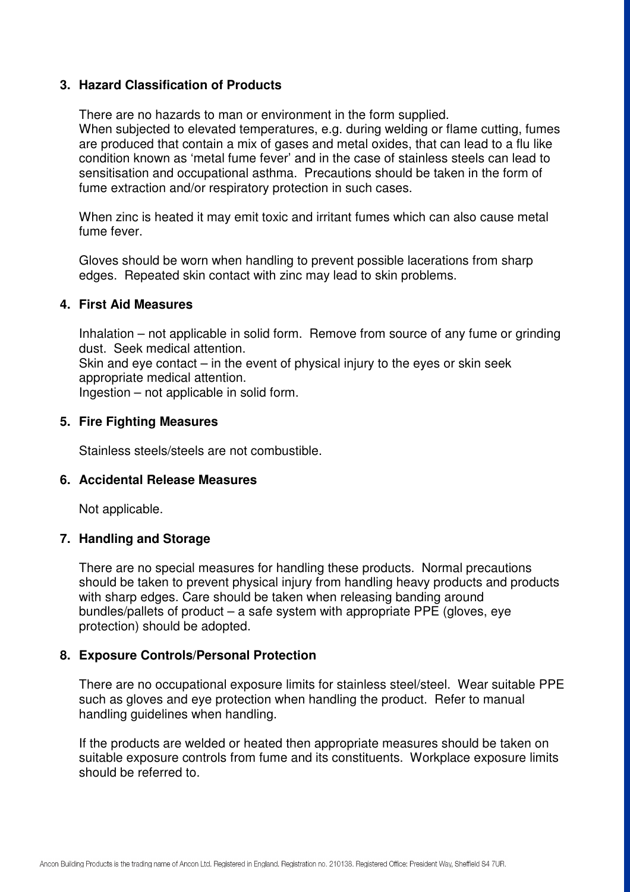## 3. Hazard Classification of Products

There are no hazards to man or environment in the form supplied.
When subjected to elevated temperatures, e.g. during welding or flame cutting, fumes are produced that contain a mix of gases and metal oxides, that can lead to a flu like condition known as 'metal fume fever' and in the case of stainless steels can lead to sensitisation and occupational asthma. Precautions should be taken in the form of fume extraction and/or respiratory protection in such cases.

When zinc is heated it may emit toxic and irritant fumes which can also cause metal fume fever.

Gloves should be worn when handling to prevent possible lacerations from sharp edges. Repeated skin contact with zinc may lead to skin problems.

## 4. First Aid Measures

Inhalation – not applicable in solid form. Remove from source of any fume or grinding dust. Seek medical attention.
Skin and eye contact – in the event of physical injury to the eyes or skin seek appropriate medical attention.
Ingestion – not applicable in solid form.

## 5. Fire Fighting Measures

Stainless steels/steels are not combustible.

## 6. Accidental Release Measures

Not applicable.

## 7. Handling and Storage

There are no special measures for handling these products. Normal precautions should be taken to prevent physical injury from handling heavy products and products with sharp edges. Care should be taken when releasing banding around bundles/pallets of product – a safe system with appropriate PPE (gloves, eye protection) should be adopted.

## 8. Exposure Controls/Personal Protection

There are no occupational exposure limits for stainless steel/steel. Wear suitable PPE such as gloves and eye protection when handling the product. Refer to manual handling guidelines when handling.

If the products are welded or heated then appropriate measures should be taken on suitable exposure controls from fume and its constituents. Workplace exposure limits should be referred to.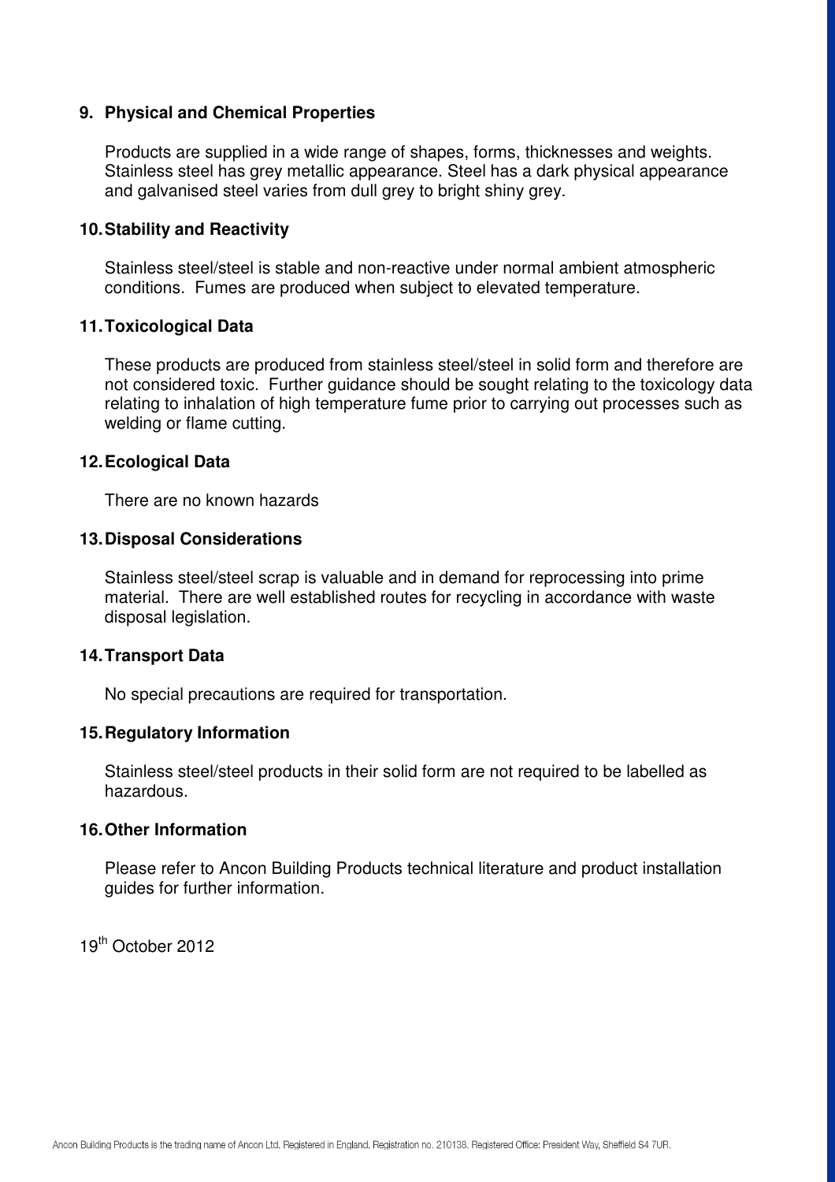## 9. Physical and Chemical Properties

Products are supplied in a wide range of shapes, forms, thicknesses and weights. Stainless steel has grey metallic appearance. Steel has a dark physical appearance and galvanised steel varies from dull grey to bright shiny grey.

## 10. Stability and Reactivity

Stainless steel/steel is stable and non-reactive under normal ambient atmospheric conditions. Fumes are produced when subject to elevated temperature.

## 11. Toxicological Data

These products are produced from stainless steel/steel in solid form and therefore are not considered toxic. Further guidance should be sought relating to the toxicology data relating to inhalation of high temperature fume prior to carrying out processes such as welding or flame cutting.

## 12. Ecological Data

There are no known hazards

## 13. Disposal Considerations

Stainless steel/steel scrap is valuable and in demand for reprocessing into prime material. There are well established routes for recycling in accordance with waste disposal legislation.

## 14. Transport Data

No special precautions are required for transportation.

## 15. Regulatory Information

Stainless steel/steel products in their solid form are not required to be labelled as hazardous.

## 16. Other Information

Please refer to Ancon Building Products technical literature and product installation guides for further information.

19th October 2012

Ancon Building Products is the trading name of Ancon Ltd. Registered in England. Registration no. 210138. Registered Office: President Way, Sheffield S4 7UR.